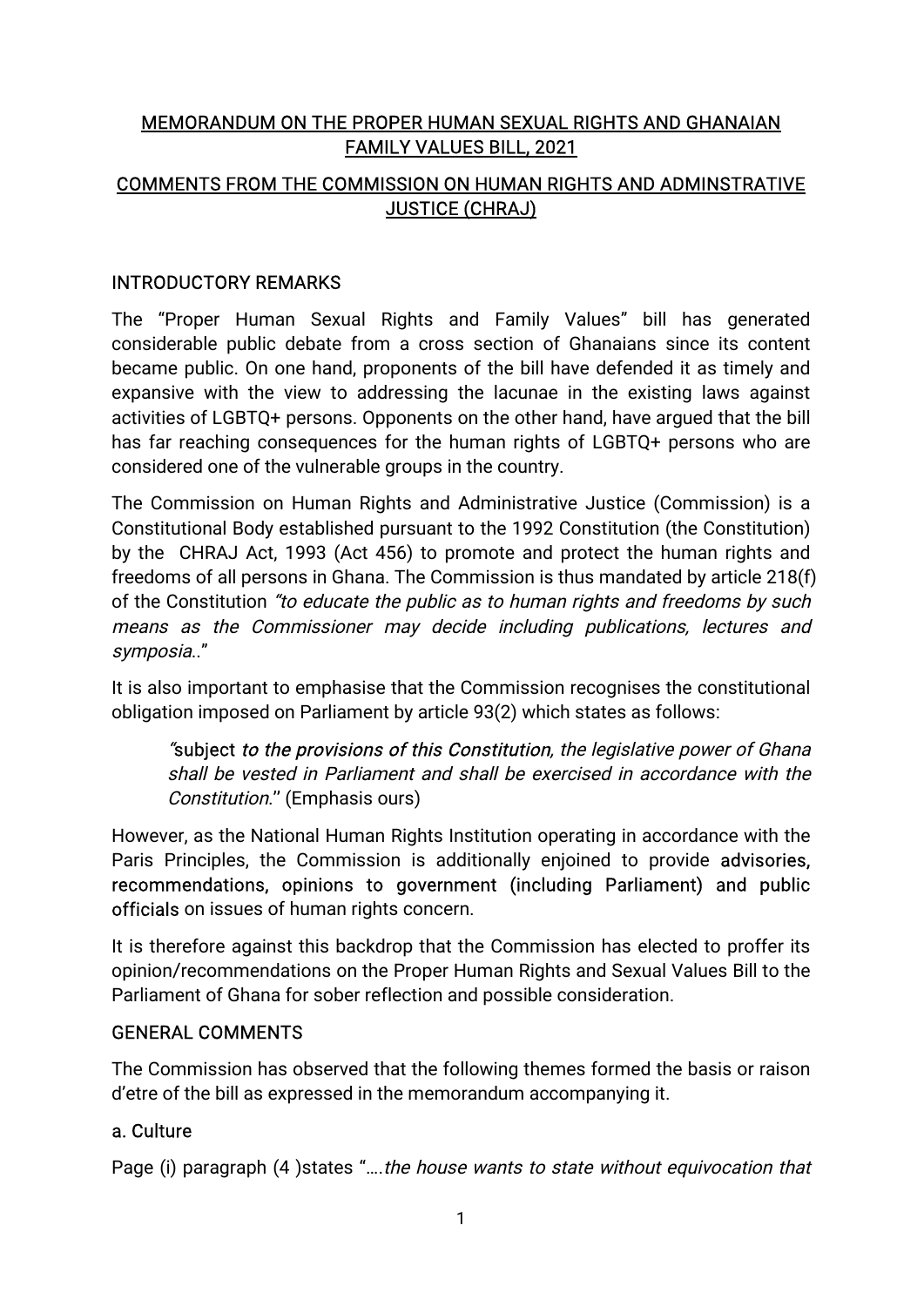# MEMORANDUM ON THE PROPER HUMAN SEXUAL RIGHTS AND GHANAIAN FAMILY VALUES BILL, 2021

## COMMENTS FROM THE COMMISSION ON HUMAN RIGHTS AND ADMINSTRATIVE JUSTICE (CHRAJ)

### INTRODUCTORY REMARKS

The "Proper Human Sexual Rights and Family Values" bill has generated considerable public debate from a cross section of Ghanaians since its content became public. On one hand, proponents of the bill have defended it as timely and expansive with the view to addressing the lacunae in the existing laws against activities of LGBTQ+ persons. Opponents on the other hand, have argued that the bill has far reaching consequences for the human rights of LGBTQ+ persons who are considered one of the vulnerable groups in the country.

The Commission on Human Rights and Administrative Justice (Commission) is a Constitutional Body established pursuant to the 1992 Constitution (the Constitution) by the CHRAJ Act, 1993 (Act 456) to promote and protect the human rights and freedoms of all persons in Ghana. The Commission is thus mandated by article 218(f) of the Constitution *"to educate the public as to human rights and freedoms by such means as the Commissioner may decide including publications, lectures and symposia.."*

It is also important to emphasise that the Commission recognises the constitutional obligation imposed on Parliament by article 93(2) which states as follows:

> "subject ***to the provisions of this Constitution***, *the legislative power of Ghana shall be vested in Parliament and shall be exercised in accordance with the Constitution*.'' (Emphasis ours)

However, as the National Human Rights Institution operating in accordance with the Paris Principles, the Commission is additionally enjoined to provide **advisories, recommendations, opinions to government (including Parliament) and public officials** on issues of human rights concern.

It is therefore against this backdrop that the Commission has elected to proffer its opinion/recommendations on the Proper Human Rights and Sexual Values Bill to the Parliament of Ghana for sober reflection and possible consideration.

### GENERAL COMMENTS

The Commission has observed that the following themes formed the basis or raison d'etre of the bill as expressed in the memorandum accompanying it.

#### a. Culture

Page (i) paragraph (4 )states "….*the house wants to state without equivocation that*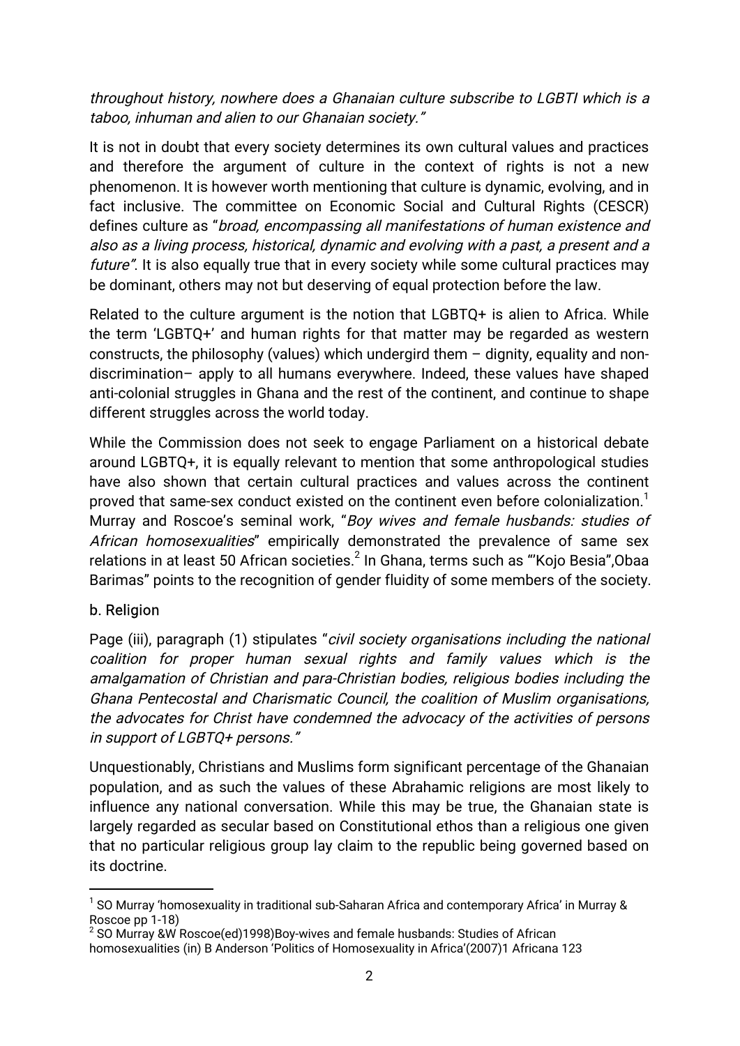*throughout history, nowhere does a Ghanaian culture subscribe to LGBTI which is a taboo, inhuman and alien to our Ghanaian society."*

It is not in doubt that every society determines its own cultural values and practices and therefore the argument of culture in the context of rights is not a new phenomenon. It is however worth mentioning that culture is dynamic, evolving, and in fact inclusive. The committee on Economic Social and Cultural Rights (CESCR) defines culture as "*broad, encompassing all manifestations of human existence and also as a living process, historical, dynamic and evolving with a past, a present and a future"*. It is also equally true that in every society while some cultural practices may be dominant, others may not but deserving of equal protection before the law.

Related to the culture argument is the notion that LGBTQ+ is alien to Africa. While the term 'LGBTQ+' and human rights for that matter may be regarded as western constructs, the philosophy (values) which undergird them – dignity, equality and non-discrimination– apply to all humans everywhere. Indeed, these values have shaped anti-colonial struggles in Ghana and the rest of the continent, and continue to shape different struggles across the world today.

While the Commission does not seek to engage Parliament on a historical debate around LGBTQ+, it is equally relevant to mention that some anthropological studies have also shown that certain cultural practices and values across the continent proved that same-sex conduct existed on the continent even before colonialization.[1] Murray and Roscoe's seminal work, "*Boy wives and female husbands: studies of African homosexualities*" empirically demonstrated the prevalence of same sex relations in at least 50 African societies.[2] In Ghana, terms such as "'Kojo Besia",Obaa Barimas" points to the recognition of gender fluidity of some members of the society.

b. Religion

Page (iii), paragraph (1) stipulates "*civil society organisations including the national coalition for proper human sexual rights and family values which is the amalgamation of Christian and para-Christian bodies, religious bodies including the Ghana Pentecostal and Charismatic Council, the coalition of Muslim organisations, the advocates for Christ have condemned the advocacy of the activities of persons in support of LGBTQ+ persons."*

Unquestionably, Christians and Muslims form significant percentage of the Ghanaian population, and as such the values of these Abrahamic religions are most likely to influence any national conversation. While this may be true, the Ghanaian state is largely regarded as secular based on Constitutional ethos than a religious one given that no particular religious group lay claim to the republic being governed based on its doctrine.

---

[1] SO Murray 'homosexuality in traditional sub-Saharan Africa and contemporary Africa' in Murray & Roscoe pp 1-18)

[2] SO Murray &W Roscoe(ed)1998)Boy-wives and female husbands: Studies of African homosexualities (in) B Anderson 'Politics of Homosexuality in Africa'(2007)1 Africana 123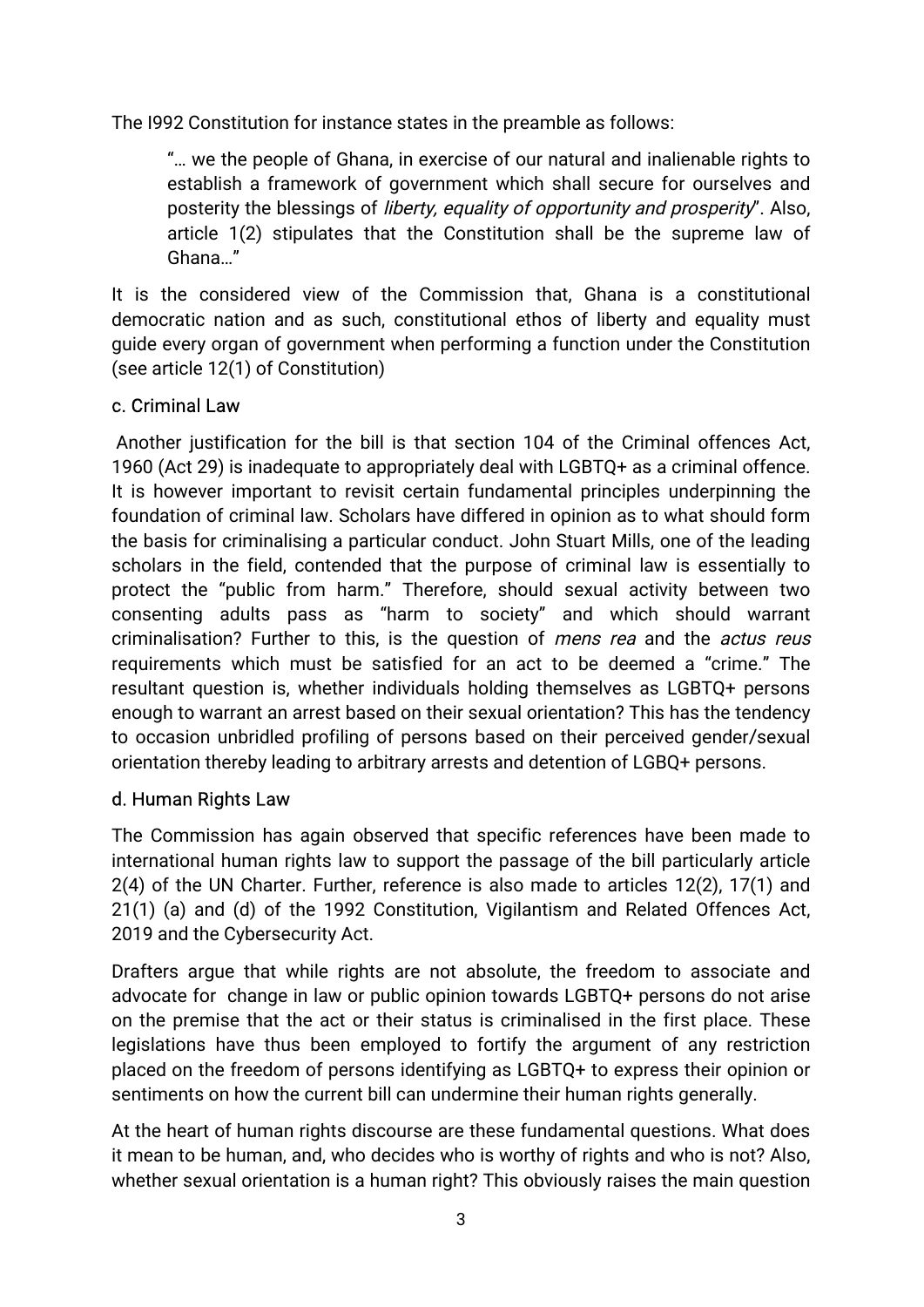The I992 Constitution for instance states in the preamble as follows:

> "… we the people of Ghana, in exercise of our natural and inalienable rights to establish a framework of government which shall secure for ourselves and posterity the blessings of *liberty, equality of opportunity and prosperity*". Also, article 1(2) stipulates that the Constitution shall be the supreme law of Ghana…"

It is the considered view of the Commission that, Ghana is a constitutional democratic nation and as such, constitutional ethos of liberty and equality must guide every organ of government when performing a function under the Constitution (see article 12(1) of Constitution)

### c. Criminal Law

Another justification for the bill is that section 104 of the Criminal offences Act, 1960 (Act 29) is inadequate to appropriately deal with LGBTQ+ as a criminal offence. It is however important to revisit certain fundamental principles underpinning the foundation of criminal law. Scholars have differed in opinion as to what should form the basis for criminalising a particular conduct. John Stuart Mills, one of the leading scholars in the field, contended that the purpose of criminal law is essentially to protect the "public from harm." Therefore, should sexual activity between two consenting adults pass as "harm to society" and which should warrant criminalisation? Further to this, is the question of *mens rea* and the *actus reus* requirements which must be satisfied for an act to be deemed a "crime." The resultant question is, whether individuals holding themselves as LGBTQ+ persons enough to warrant an arrest based on their sexual orientation? This has the tendency to occasion unbridled profiling of persons based on their perceived gender/sexual orientation thereby leading to arbitrary arrests and detention of LGBQ+ persons.

### d. Human Rights Law

The Commission has again observed that specific references have been made to international human rights law to support the passage of the bill particularly article 2(4) of the UN Charter. Further, reference is also made to articles 12(2), 17(1) and 21(1) (a) and (d) of the 1992 Constitution, Vigilantism and Related Offences Act, 2019 and the Cybersecurity Act.

Drafters argue that while rights are not absolute, the freedom to associate and advocate for change in law or public opinion towards LGBTQ+ persons do not arise on the premise that the act or their status is criminalised in the first place. These legislations have thus been employed to fortify the argument of any restriction placed on the freedom of persons identifying as LGBTQ+ to express their opinion or sentiments on how the current bill can undermine their human rights generally.

At the heart of human rights discourse are these fundamental questions. What does it mean to be human, and, who decides who is worthy of rights and who is not? Also, whether sexual orientation is a human right? This obviously raises the main question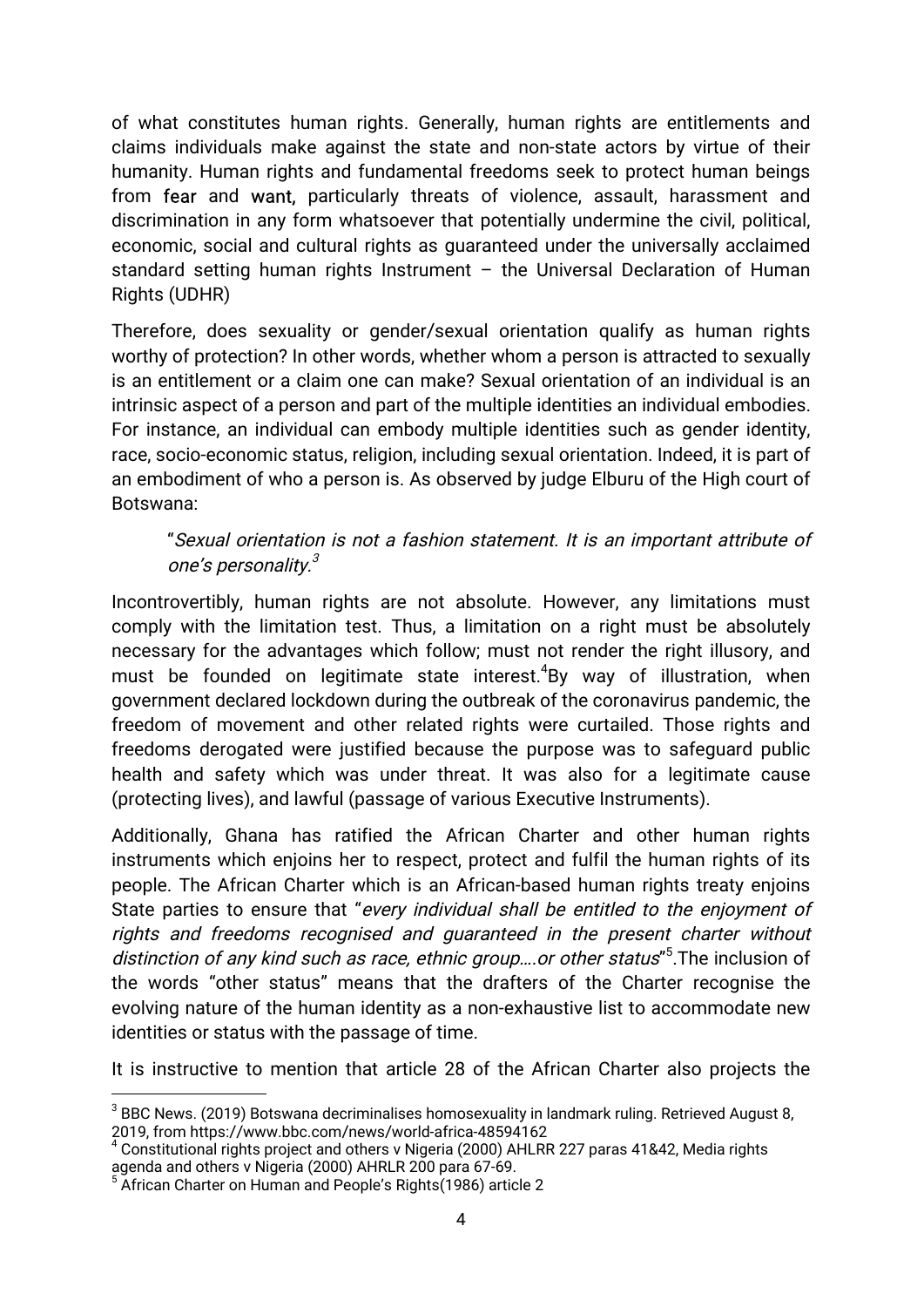of what constitutes human rights. Generally, human rights are entitlements and claims individuals make against the state and non-state actors by virtue of their humanity. Human rights and fundamental freedoms seek to protect human beings from fear and want, particularly threats of violence, assault, harassment and discrimination in any form whatsoever that potentially undermine the civil, political, economic, social and cultural rights as guaranteed under the universally acclaimed standard setting human rights Instrument – the Universal Declaration of Human Rights (UDHR)

Therefore, does sexuality or gender/sexual orientation qualify as human rights worthy of protection? In other words, whether whom a person is attracted to sexually is an entitlement or a claim one can make? Sexual orientation of an individual is an intrinsic aspect of a person and part of the multiple identities an individual embodies. For instance, an individual can embody multiple identities such as gender identity, race, socio-economic status, religion, including sexual orientation. Indeed, it is part of an embodiment of who a person is. As observed by judge Elburu of the High court of Botswana:

> "*Sexual orientation is not a fashion statement. It is an important attribute of one's personality.*[3]

Incontrovertibly, human rights are not absolute. However, any limitations must comply with the limitation test. Thus, a limitation on a right must be absolutely necessary for the advantages which follow; must not render the right illusory, and must be founded on legitimate state interest.[4]By way of illustration, when government declared lockdown during the outbreak of the coronavirus pandemic, the freedom of movement and other related rights were curtailed. Those rights and freedoms derogated were justified because the purpose was to safeguard public health and safety which was under threat. It was also for a legitimate cause (protecting lives), and lawful (passage of various Executive Instruments).

Additionally, Ghana has ratified the African Charter and other human rights instruments which enjoins her to respect, protect and fulfil the human rights of its people. The African Charter which is an African-based human rights treaty enjoins State parties to ensure that "*every individual shall be entitled to the enjoyment of rights and freedoms recognised and guaranteed in the present charter without distinction of any kind such as race, ethnic group….or other status*"[5].The inclusion of the words "other status" means that the drafters of the Charter recognise the evolving nature of the human identity as a non-exhaustive list to accommodate new identities or status with the passage of time.

It is instructive to mention that article 28 of the African Charter also projects the

---

[3] BBC News. (2019) Botswana decriminalises homosexuality in landmark ruling. Retrieved August 8, 2019, from https://www.bbc.com/news/world-africa-48594162

[4] Constitutional rights project and others v Nigeria (2000) AHLRR 227 paras 41&42, Media rights agenda and others v Nigeria (2000) AHRLR 200 para 67-69.

[5] African Charter on Human and People's Rights(1986) article 2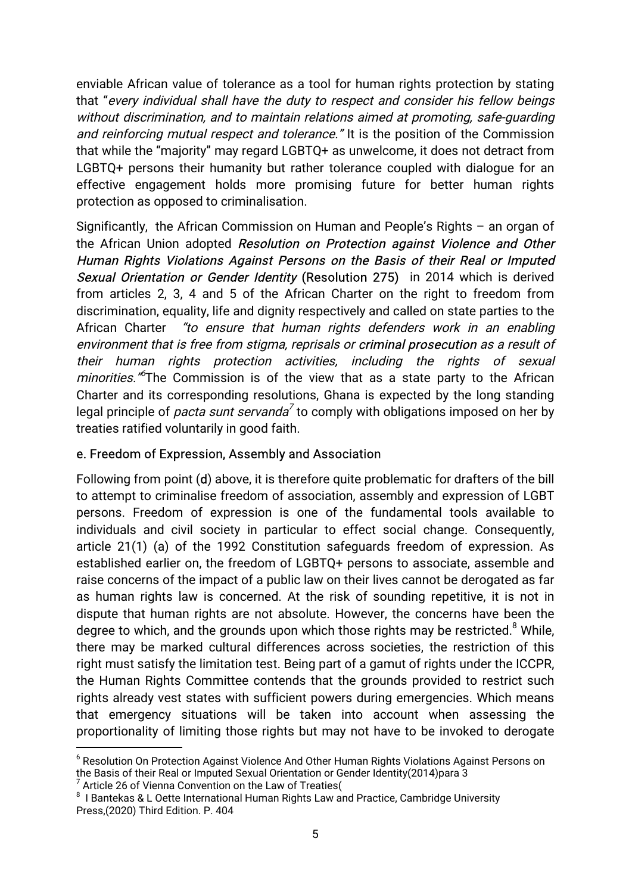enviable African value of tolerance as a tool for human rights protection by stating that "*every individual shall have the duty to respect and consider his fellow beings without discrimination, and to maintain relations aimed at promoting, safe-guarding and reinforcing mutual respect and tolerance.*" It is the position of the Commission that while the "majority" may regard LGBTQ+ as unwelcome, it does not detract from LGBTQ+ persons their humanity but rather tolerance coupled with dialogue for an effective engagement holds more promising future for better human rights protection as opposed to criminalisation.

Significantly, the African Commission on Human and People's Rights – an organ of the African Union adopted ***Resolution on Protection against Violence and Other Human Rights Violations Against Persons on the Basis of their Real or Imputed Sexual Orientation or Gender Identity*** **(Resolution 275)** in 2014 which is derived from articles 2, 3, 4 and 5 of the African Charter on the right to freedom from discrimination, equality, life and dignity respectively and called on state parties to the African Charter *"to ensure that human rights defenders work in an enabling environment that is free from stigma, reprisals or* ***criminal prosecution*** *as a result of their human rights protection activities, including the rights of sexual minorities."*[6] The Commission is of the view that as a state party to the African Charter and its corresponding resolutions, Ghana is expected by the long standing legal principle of *pacta sunt servanda*[7] to comply with obligations imposed on her by treaties ratified voluntarily in good faith.

### e. Freedom of Expression, Assembly and Association

Following from point (**d**) above, it is therefore quite problematic for drafters of the bill to attempt to criminalise freedom of association, assembly and expression of LGBT persons. Freedom of expression is one of the fundamental tools available to individuals and civil society in particular to effect social change. Consequently, article 21(1) (a) of the 1992 Constitution safeguards freedom of expression. As established earlier on, the freedom of LGBTQ+ persons to associate, assemble and raise concerns of the impact of a public law on their lives cannot be derogated as far as human rights law is concerned. At the risk of sounding repetitive, it is not in dispute that human rights are not absolute. However, the concerns have been the degree to which, and the grounds upon which those rights may be restricted.[8] While, there may be marked cultural differences across societies, the restriction of this right must satisfy the limitation test. Being part of a gamut of rights under the ICCPR, the Human Rights Committee contends that the grounds provided to restrict such rights already vest states with sufficient powers during emergencies. Which means that emergency situations will be taken into account when assessing the proportionality of limiting those rights but may not have to be invoked to derogate

---

[6] Resolution On Protection Against Violence And Other Human Rights Violations Against Persons on the Basis of their Real or Imputed Sexual Orientation or Gender Identity(2014)para 3

[7] Article 26 of Vienna Convention on the Law of Treaties(

[8] I Bantekas & L Oette International Human Rights Law and Practice, Cambridge University Press,(2020) Third Edition. P. 404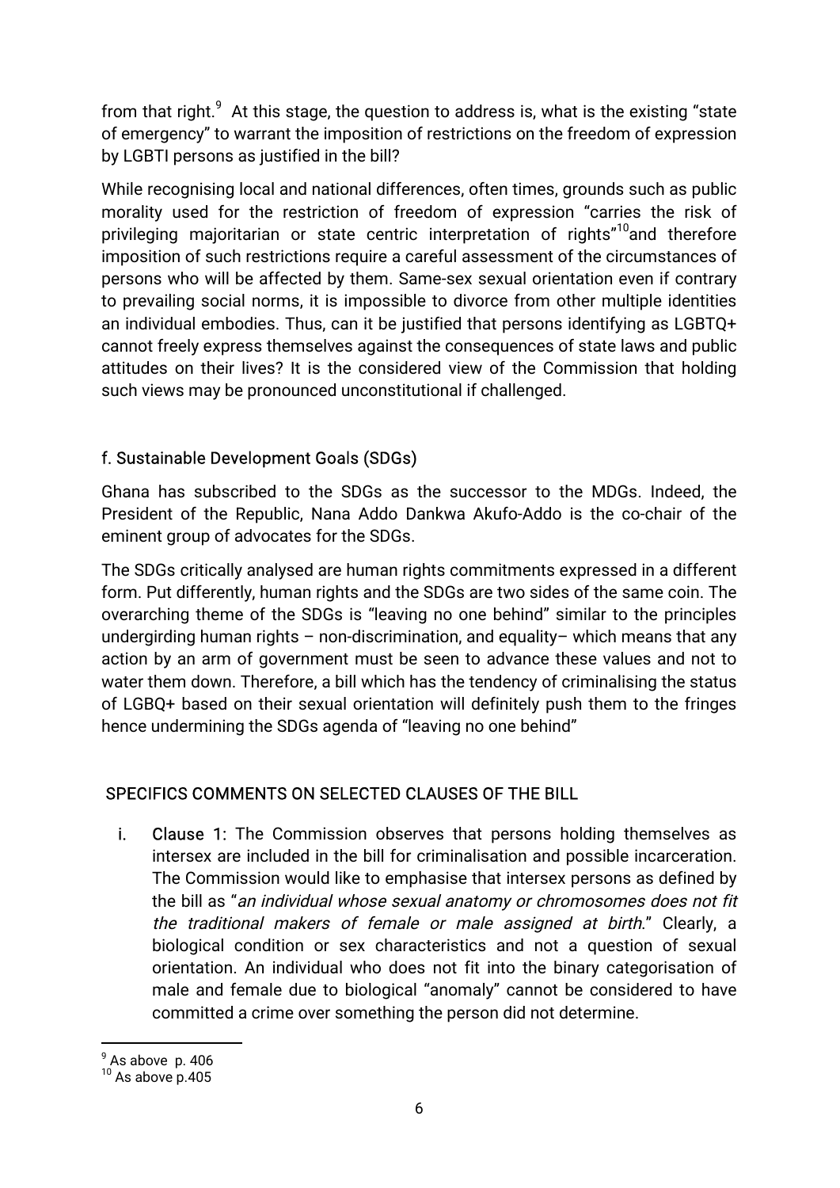from that right.[9] At this stage, the question to address is, what is the existing "state of emergency" to warrant the imposition of restrictions on the freedom of expression by LGBTI persons as justified in the bill?

While recognising local and national differences, often times, grounds such as public morality used for the restriction of freedom of expression "carries the risk of privileging majoritarian or state centric interpretation of rights"[10]and therefore imposition of such restrictions require a careful assessment of the circumstances of persons who will be affected by them. Same-sex sexual orientation even if contrary to prevailing social norms, it is impossible to divorce from other multiple identities an individual embodies. Thus, can it be justified that persons identifying as LGBTQ+ cannot freely express themselves against the consequences of state laws and public attitudes on their lives? It is the considered view of the Commission that holding such views may be pronounced unconstitutional if challenged.

### f. Sustainable Development Goals (SDGs)

Ghana has subscribed to the SDGs as the successor to the MDGs. Indeed, the President of the Republic, Nana Addo Dankwa Akufo-Addo is the co-chair of the eminent group of advocates for the SDGs.

The SDGs critically analysed are human rights commitments expressed in a different form. Put differently, human rights and the SDGs are two sides of the same coin. The overarching theme of the SDGs is "leaving no one behind" similar to the principles undergirding human rights – non-discrimination, and equality– which means that any action by an arm of government must be seen to advance these values and not to water them down. Therefore, a bill which has the tendency of criminalising the status of LGBQ+ based on their sexual orientation will definitely push them to the fringes hence undermining the SDGs agenda of "leaving no one behind"

## SPECIFICS COMMENTS ON SELECTED CLAUSES OF THE BILL

i. **Clause 1:** The Commission observes that persons holding themselves as intersex are included in the bill for criminalisation and possible incarceration. The Commission would like to emphasise that intersex persons as defined by the bill as "*an individual whose sexual anatomy or chromosomes does not fit the traditional makers of female or male assigned at birth*." Clearly, a biological condition or sex characteristics and not a question of sexual orientation. An individual who does not fit into the binary categorisation of male and female due to biological "anomaly" cannot be considered to have committed a crime over something the person did not determine.

---

[9] As above p. 406

[10] As above p.405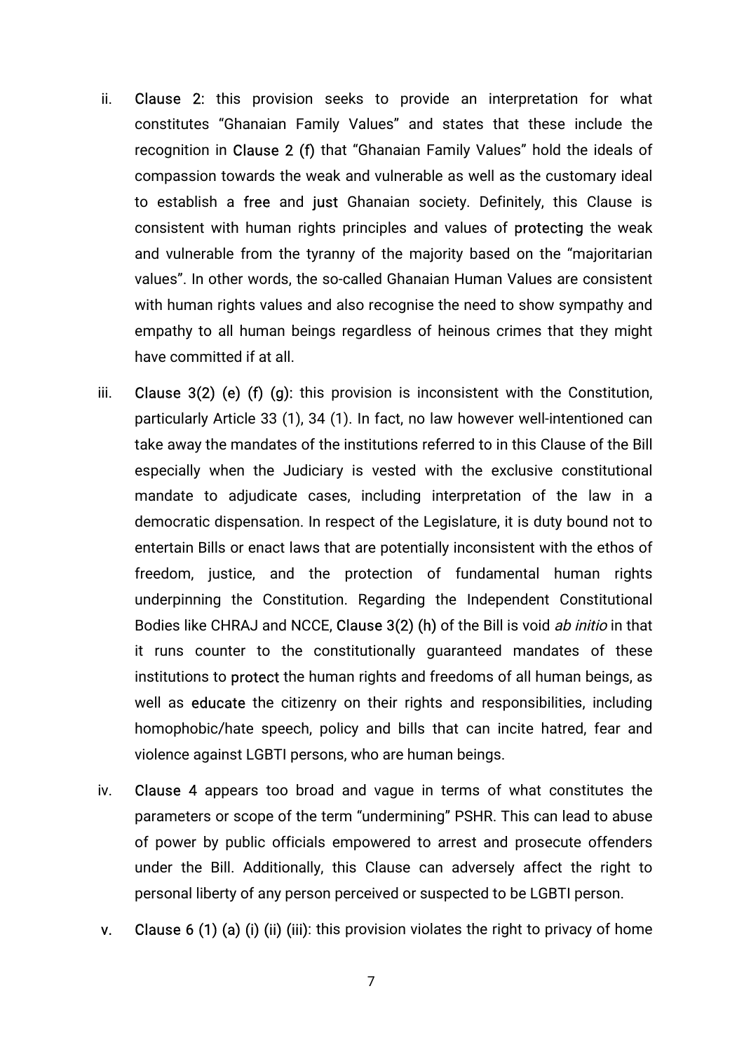ii. **Clause 2**: this provision seeks to provide an interpretation for what constitutes "Ghanaian Family Values" and states that these include the recognition in **Clause 2 (f)** that "Ghanaian Family Values" hold the ideals of compassion towards the weak and vulnerable as well as the customary ideal to establish a **free** and **just** Ghanaian society. Definitely, this Clause is consistent with human rights principles and values of **protecting** the weak and vulnerable from the tyranny of the majority based on the "majoritarian values". In other words, the so-called Ghanaian Human Values are consistent with human rights values and also recognise the need to show sympathy and empathy to all human beings regardless of heinous crimes that they might have committed if at all.

iii. **Clause 3(2) (e) (f) (g)**: this provision is inconsistent with the Constitution, particularly Article 33 (1), 34 (1). In fact, no law however well-intentioned can take away the mandates of the institutions referred to in this Clause of the Bill especially when the Judiciary is vested with the exclusive constitutional mandate to adjudicate cases, including interpretation of the law in a democratic dispensation. In respect of the Legislature, it is duty bound not to entertain Bills or enact laws that are potentially inconsistent with the ethos of freedom, justice, and the protection of fundamental human rights underpinning the Constitution. Regarding the Independent Constitutional Bodies like CHRAJ and NCCE, **Clause 3(2) (h)** of the Bill is void *ab initio* in that it runs counter to the constitutionally guaranteed mandates of these institutions to **protect** the human rights and freedoms of all human beings, as well as **educate** the citizenry on their rights and responsibilities, including homophobic/hate speech, policy and bills that can incite hatred, fear and violence against LGBTI persons, who are human beings.

iv. **Clause 4** appears too broad and vague in terms of what constitutes the parameters or scope of the term "undermining" PSHR. This can lead to abuse of power by public officials empowered to arrest and prosecute offenders under the Bill. Additionally, this Clause can adversely affect the right to personal liberty of any person perceived or suspected to be LGBTI person.

v. **Clause 6 (1) (a) (i) (ii) (iii)**: this provision violates the right to privacy of home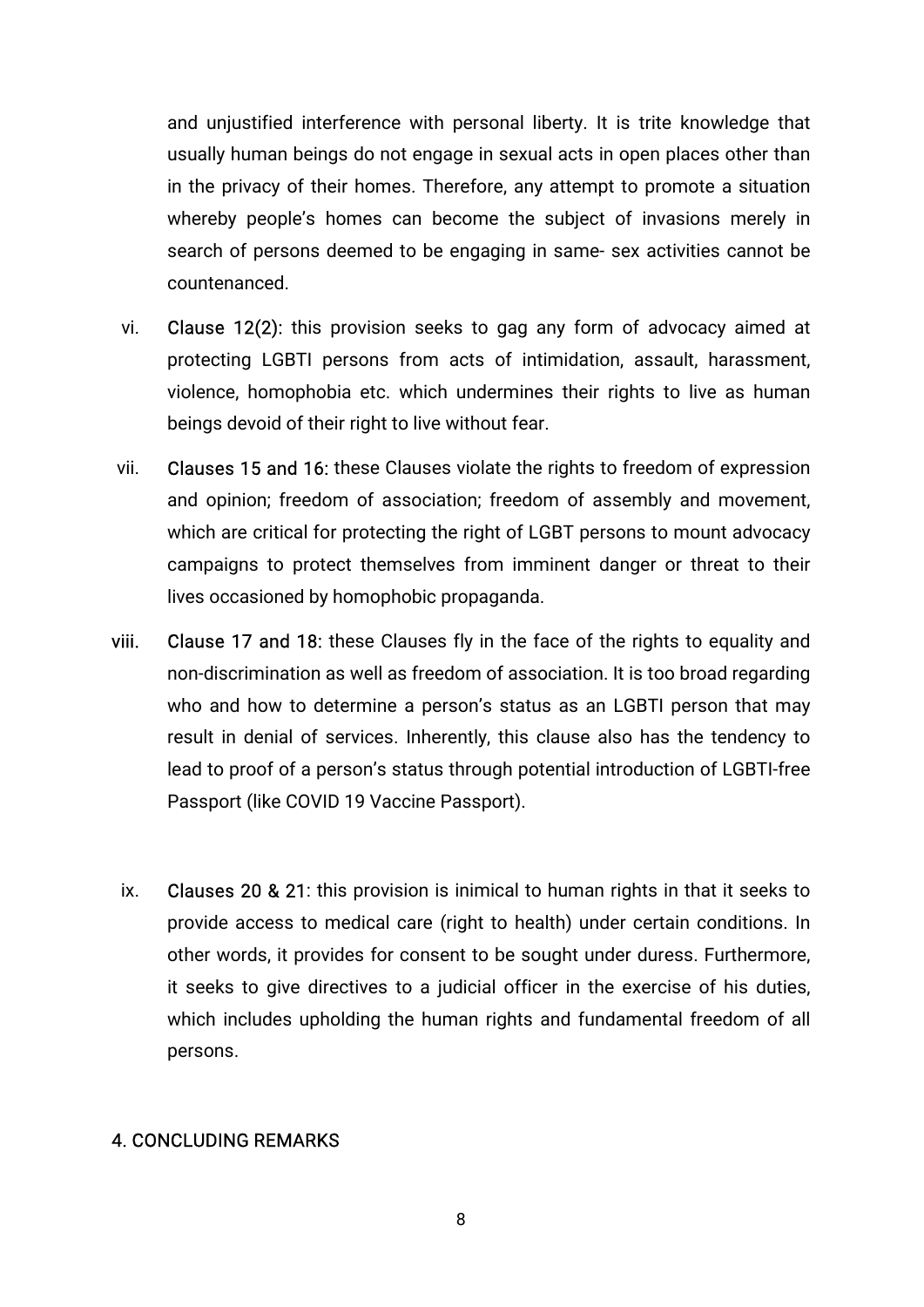and unjustified interference with personal liberty. It is trite knowledge that usually human beings do not engage in sexual acts in open places other than in the privacy of their homes. Therefore, any attempt to promote a situation whereby people's homes can become the subject of invasions merely in search of persons deemed to be engaging in same- sex activities cannot be countenanced.

vi. Clause 12(2): this provision seeks to gag any form of advocacy aimed at protecting LGBTI persons from acts of intimidation, assault, harassment, violence, homophobia etc. which undermines their rights to live as human beings devoid of their right to live without fear.

vii. Clauses 15 and 16: these Clauses violate the rights to freedom of expression and opinion; freedom of association; freedom of assembly and movement, which are critical for protecting the right of LGBT persons to mount advocacy campaigns to protect themselves from imminent danger or threat to their lives occasioned by homophobic propaganda.

viii. Clause 17 and 18: these Clauses fly in the face of the rights to equality and non-discrimination as well as freedom of association. It is too broad regarding who and how to determine a person's status as an LGBTI person that may result in denial of services. Inherently, this clause also has the tendency to lead to proof of a person's status through potential introduction of LGBTI-free Passport (like COVID 19 Vaccine Passport).

ix. Clauses 20 & 21: this provision is inimical to human rights in that it seeks to provide access to medical care (right to health) under certain conditions. In other words, it provides for consent to be sought under duress. Furthermore, it seeks to give directives to a judicial officer in the exercise of his duties, which includes upholding the human rights and fundamental freedom of all persons.

## 4. CONCLUDING REMARKS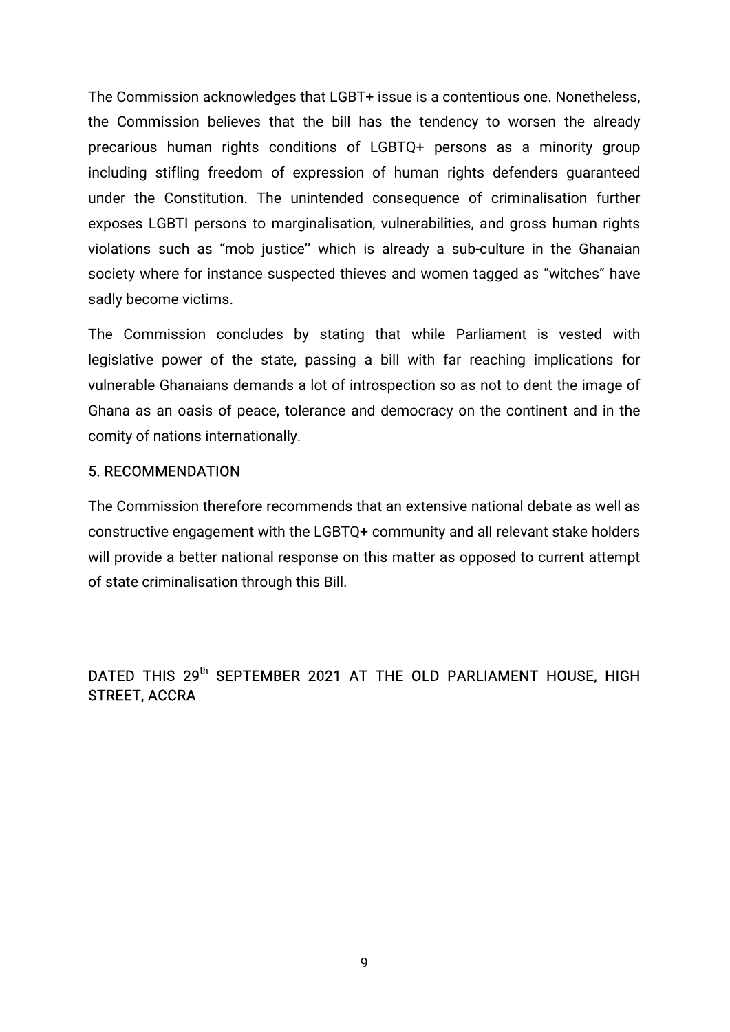The Commission acknowledges that LGBT+ issue is a contentious one. Nonetheless, the Commission believes that the bill has the tendency to worsen the already precarious human rights conditions of LGBTQ+ persons as a minority group including stifling freedom of expression of human rights defenders guaranteed under the Constitution. The unintended consequence of criminalisation further exposes LGBTI persons to marginalisation, vulnerabilities, and gross human rights violations such as "mob justice'' which is already a sub-culture in the Ghanaian society where for instance suspected thieves and women tagged as "witches" have sadly become victims.

The Commission concludes by stating that while Parliament is vested with legislative power of the state, passing a bill with far reaching implications for vulnerable Ghanaians demands a lot of introspection so as not to dent the image of Ghana as an oasis of peace, tolerance and democracy on the continent and in the comity of nations internationally.

## 5. RECOMMENDATION

The Commission therefore recommends that an extensive national debate as well as constructive engagement with the LGBTQ+ community and all relevant stake holders will provide a better national response on this matter as opposed to current attempt of state criminalisation through this Bill.

DATED THIS 29th SEPTEMBER 2021 AT THE OLD PARLIAMENT HOUSE, HIGH STREET, ACCRA